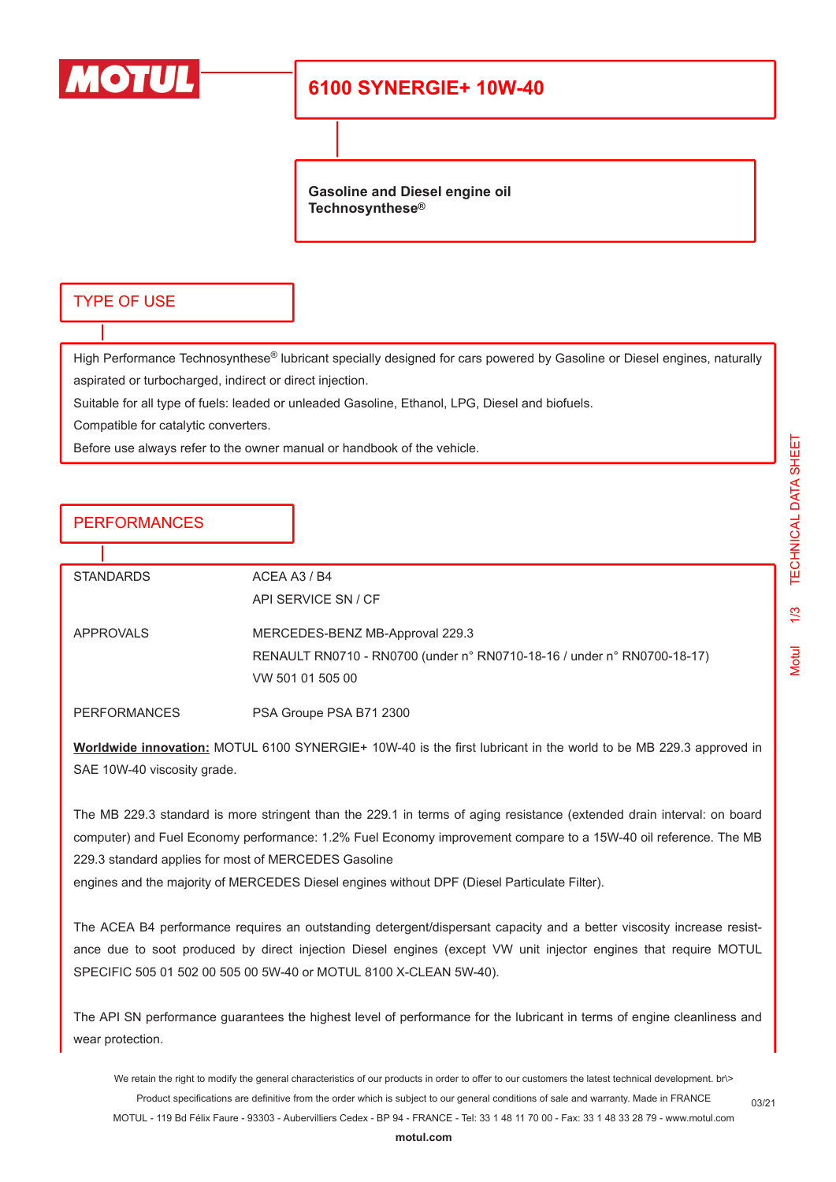# 6100 SYNERGIE+ 10W-40

**Gasoline and Diesel engine oil**
**Technosynthese®**

## TYPE OF USE

High Performance Technosynthese® lubricant specially designed for cars powered by Gasoline or Diesel engines, naturally aspirated or turbocharged, indirect or direct injection.

Suitable for all type of fuels: leaded or unleaded Gasoline, Ethanol, LPG, Diesel and biofuels.

Compatible for catalytic converters.

Before use always refer to the owner manual or handbook of the vehicle.

## PERFORMANCES

| | |
|---|---|
| STANDARDS | ACEA A3 / B4<br>API SERVICE SN / CF |
| APPROVALS | MERCEDES-BENZ MB-Approval 229.3<br>RENAULT RN0710 - RN0700 (under n° RN0710-18-16 / under n° RN0700-18-17)<br>VW 501 01 505 00 |
| PERFORMANCES | PSA Groupe PSA B71 2300 |

**Worldwide innovation:** MOTUL 6100 SYNERGIE+ 10W-40 is the first lubricant in the world to be MB 229.3 approved in SAE 10W-40 viscosity grade.

The MB 229.3 standard is more stringent than the 229.1 in terms of aging resistance (extended drain interval: on board computer) and Fuel Economy performance: 1.2% Fuel Economy improvement compare to a 15W-40 oil reference. The MB 229.3 standard applies for most of MERCEDES Gasoline engines and the majority of MERCEDES Diesel engines without DPF (Diesel Particulate Filter).

The ACEA B4 performance requires an outstanding detergent/dispersant capacity and a better viscosity increase resistance due to soot produced by direct injection Diesel engines (except VW unit injector engines that require MOTUL SPECIFIC 505 01 502 00 505 00 5W-40 or MOTUL 8100 X-CLEAN 5W-40).

The API SN performance guarantees the highest level of performance for the lubricant in terms of engine cleanliness and wear protection.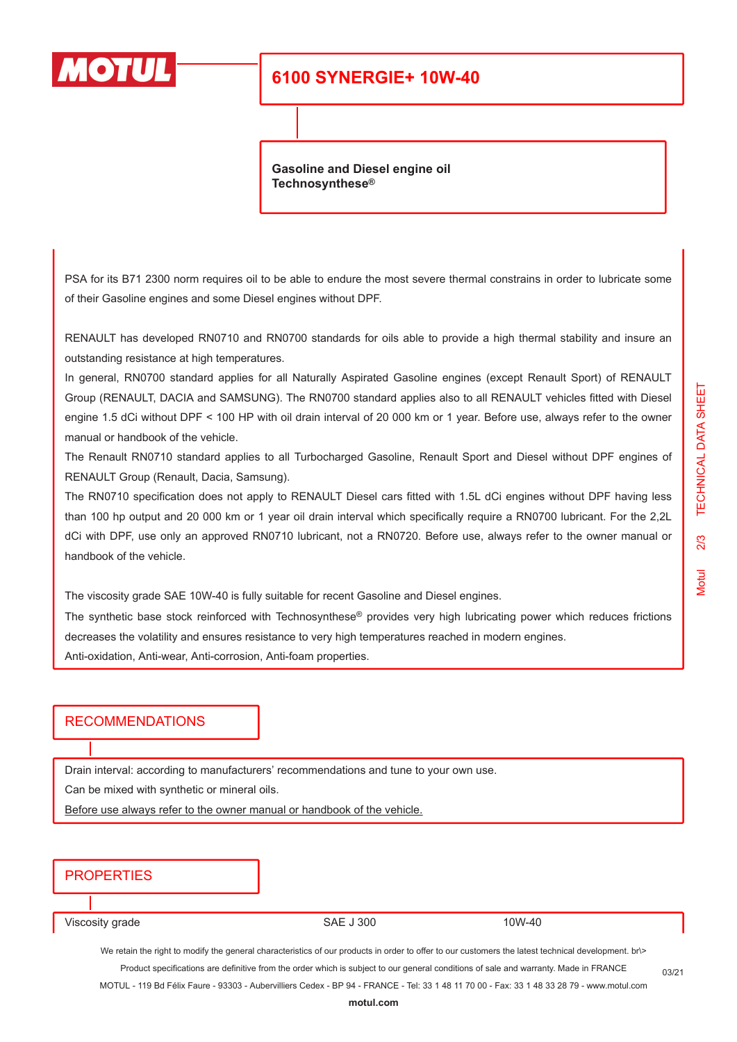# 6100 SYNERGIE+ 10W-40

**Gasoline and Diesel engine oil**
**Technosynthese®**

PSA for its B71 2300 norm requires oil to be able to endure the most severe thermal constrains in order to lubricate some of their Gasoline engines and some Diesel engines without DPF.

RENAULT has developed RN0710 and RN0700 standards for oils able to provide a high thermal stability and insure an outstanding resistance at high temperatures.
In general, RN0700 standard applies for all Naturally Aspirated Gasoline engines (except Renault Sport) of RENAULT Group (RENAULT, DACIA and SAMSUNG). The RN0700 standard applies also to all RENAULT vehicles fitted with Diesel engine 1.5 dCi without DPF < 100 HP with oil drain interval of 20 000 km or 1 year. Before use, always refer to the owner manual or handbook of the vehicle.
The Renault RN0710 standard applies to all Turbocharged Gasoline, Renault Sport and Diesel without DPF engines of RENAULT Group (Renault, Dacia, Samsung).
The RN0710 specification does not apply to RENAULT Diesel cars fitted with 1.5L dCi engines without DPF having less than 100 hp output and 20 000 km or 1 year oil drain interval which specifically require a RN0700 lubricant. For the 2,2L dCi with DPF, use only an approved RN0710 lubricant, not a RN0720. Before use, always refer to the owner manual or handbook of the vehicle.

The viscosity grade SAE 10W-40 is fully suitable for recent Gasoline and Diesel engines.
The synthetic base stock reinforced with Technosynthese® provides very high lubricating power which reduces frictions decreases the volatility and ensures resistance to very high temperatures reached in modern engines.
Anti-oxidation, Anti-wear, Anti-corrosion, Anti-foam properties.

## RECOMMENDATIONS

Drain interval: according to manufacturers' recommendations and tune to your own use.
Can be mixed with synthetic or mineral oils.
Before use always refer to the owner manual or handbook of the vehicle.

## PROPERTIES

| | | |
|---|---|---|
| Viscosity grade | SAE J 300 | 10W-40 |

We retain the right to modify the general characteristics of our products in order to offer to our customers the latest technical development. br\>
Product specifications are definitive from the order which is subject to our general conditions of sale and warranty. Made in FRANCE
MOTUL - 119 Bd Félix Faure - 93303 - Aubervilliers Cedex - BP 94 - FRANCE - Tel: 33 1 48 11 70 00 - Fax: 33 1 48 33 28 79 - www.motul.com
03/21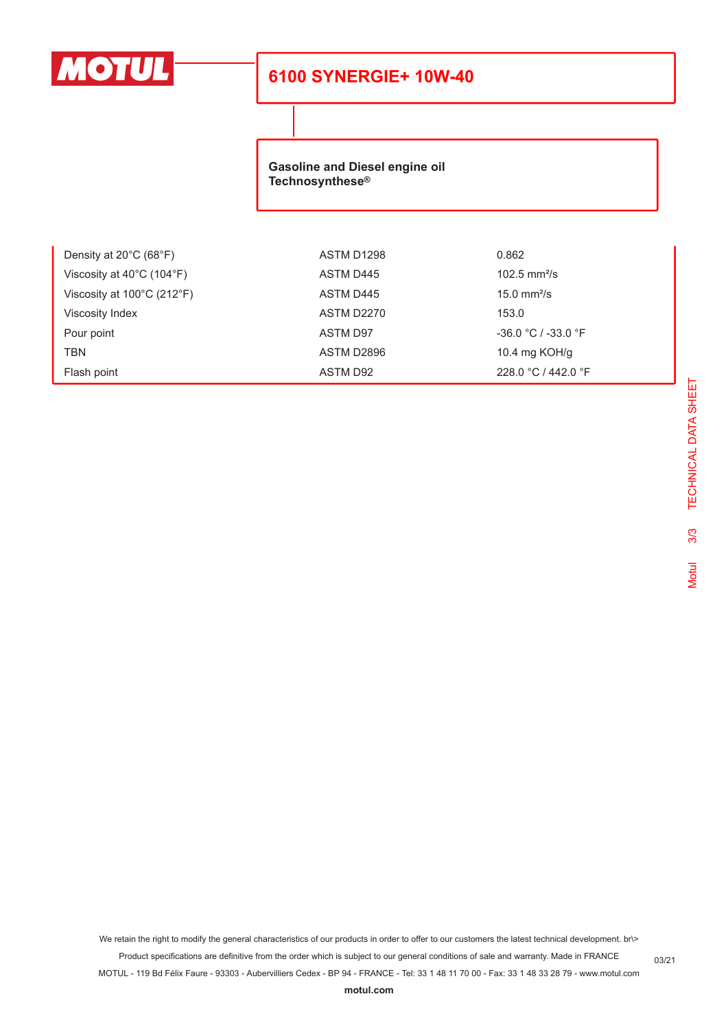# 6100 SYNERGIE+ 10W-40

**Gasoline and Diesel engine oil**
**Technosynthese®**

| | | |
|---|---|---|
| Density at 20°C (68°F) | ASTM D1298 | 0.862 |
| Viscosity at 40°C (104°F) | ASTM D445 | 102.5 mm²/s |
| Viscosity at 100°C (212°F) | ASTM D445 | 15.0 mm²/s |
| Viscosity Index | ASTM D2270 | 153.0 |
| Pour point | ASTM D97 | -36.0 °C / -33.0 °F |
| TBN | ASTM D2896 | 10.4 mg KOH/g |
| Flash point | ASTM D92 | 228.0 °C / 442.0 °F |

We retain the right to modify the general characteristics of our products in order to offer to our customers the latest technical development. br\>
Product specifications are definitive from the order which is subject to our general conditions of sale and warranty. Made in FRANCE
MOTUL - 119 Bd Félix Faure - 93303 - Aubervilliers Cedex - BP 94 - FRANCE - Tel: 33 1 48 11 70 00 - Fax: 33 1 48 33 28 79 - www.motul.com

03/21

**motul.com**